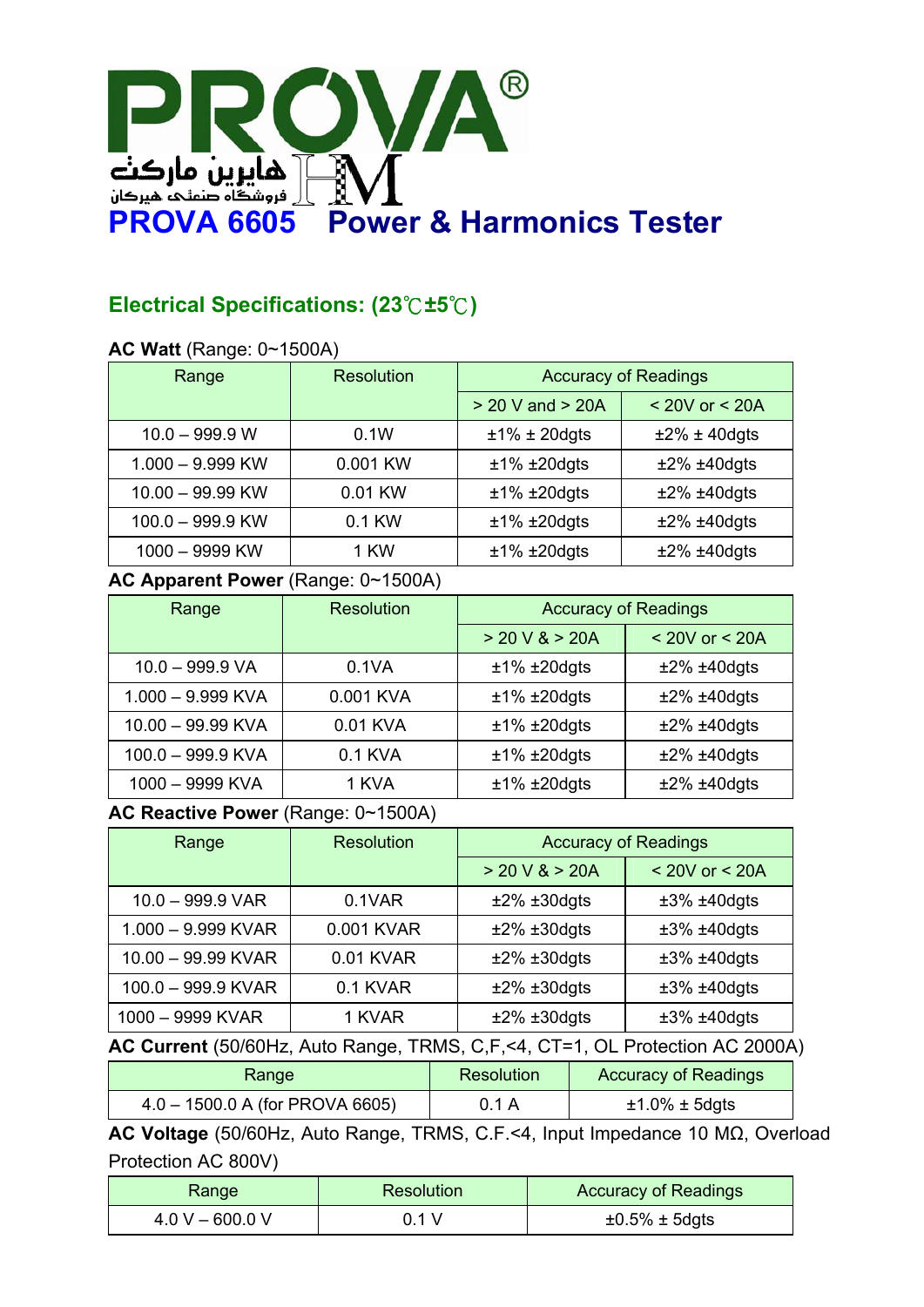# PROVA®

هایپرن مارکت
فروشگاه صنعتی هیرکان

## PROVA 6605   Power & Harmonics Tester

### Electrical Specifications: (23℃±5℃)

**AC Watt** (Range: 0~1500A)

| Range | Resolution | Accuracy of Readings | |
|---|---|---|---|
| | | > 20 V and > 20A | < 20V or < 20A |
| 10.0 – 999.9 W | 0.1W | ±1% ± 20dgts | ±2% ± 40dgts |
| 1.000 – 9.999 KW | 0.001 KW | ±1% ±20dgts | ±2% ±40dgts |
| 10.00 – 99.99 KW | 0.01 KW | ±1% ±20dgts | ±2% ±40dgts |
| 100.0 – 999.9 KW | 0.1 KW | ±1% ±20dgts | ±2% ±40dgts |
| 1000 – 9999 KW | 1 KW | ±1% ±20dgts | ±2% ±40dgts |

**AC Apparent Power** (Range: 0~1500A)

| Range | Resolution | Accuracy of Readings | |
|---|---|---|---|
| | | > 20 V & > 20A | < 20V or < 20A |
| 10.0 – 999.9 VA | 0.1VA | ±1% ±20dgts | ±2% ±40dgts |
| 1.000 – 9.999 KVA | 0.001 KVA | ±1% ±20dgts | ±2% ±40dgts |
| 10.00 – 99.99 KVA | 0.01 KVA | ±1% ±20dgts | ±2% ±40dgts |
| 100.0 – 999.9 KVA | 0.1 KVA | ±1% ±20dgts | ±2% ±40dgts |
| 1000 – 9999 KVA | 1 KVA | ±1% ±20dgts | ±2% ±40dgts |

**AC Reactive Power** (Range: 0~1500A)

| Range | Resolution | Accuracy of Readings | |
|---|---|---|---|
| | | > 20 V & > 20A | < 20V or < 20A |
| 10.0 – 999.9 VAR | 0.1VAR | ±2% ±30dgts | ±3% ±40dgts |
| 1.000 – 9.999 KVAR | 0.001 KVAR | ±2% ±30dgts | ±3% ±40dgts |
| 10.00 – 99.99 KVAR | 0.01 KVAR | ±2% ±30dgts | ±3% ±40dgts |
| 100.0 – 999.9 KVAR | 0.1 KVAR | ±2% ±30dgts | ±3% ±40dgts |
| 1000 – 9999 KVAR | 1 KVAR | ±2% ±30dgts | ±3% ±40dgts |

**AC Current** (50/60Hz, Auto Range, TRMS, C,F,<4, CT=1, OL Protection AC 2000A)

| Range | Resolution | Accuracy of Readings |
|---|---|---|
| 4.0 – 1500.0 A (for PROVA 6605) | 0.1 A | ±1.0% ± 5dgts |

**AC Voltage** (50/60Hz, Auto Range, TRMS, C.F.<4, Input Impedance 10 MΩ, Overload Protection AC 800V)

| Range | Resolution | Accuracy of Readings |
|---|---|---|
| 4.0 V – 600.0 V | 0.1 V | ±0.5% ± 5dgts |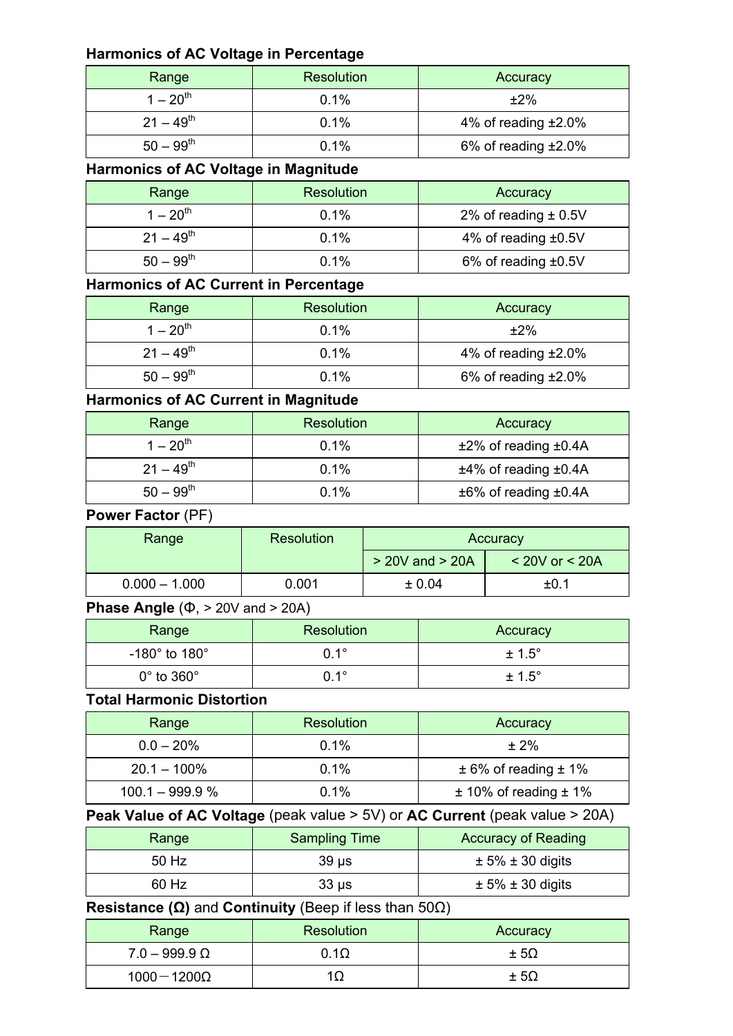**Harmonics of AC Voltage in Percentage**

| Range | Resolution | Accuracy |
|---|---|---|
| 1 – 20th | 0.1% | ±2% |
| 21 – 49th | 0.1% | 4% of reading ±2.0% |
| 50 – 99th | 0.1% | 6% of reading ±2.0% |

**Harmonics of AC Voltage in Magnitude**

| Range | Resolution | Accuracy |
|---|---|---|
| 1 – 20th | 0.1% | 2% of reading ± 0.5V |
| 21 – 49th | 0.1% | 4% of reading ±0.5V |
| 50 – 99th | 0.1% | 6% of reading ±0.5V |

**Harmonics of AC Current in Percentage**

| Range | Resolution | Accuracy |
|---|---|---|
| 1 – 20th | 0.1% | ±2% |
| 21 – 49th | 0.1% | 4% of reading ±2.0% |
| 50 – 99th | 0.1% | 6% of reading ±2.0% |

**Harmonics of AC Current in Magnitude**

| Range | Resolution | Accuracy |
|---|---|---|
| 1 – 20th | 0.1% | ±2% of reading ±0.4A |
| 21 – 49th | 0.1% | ±4% of reading ±0.4A |
| 50 – 99th | 0.1% | ±6% of reading ±0.4A |

**Power Factor** (PF)

| Range | Resolution | Accuracy | |
|---|---|---|---|
| | | > 20V and > 20A | < 20V or < 20A |
| 0.000 – 1.000 | 0.001 | ± 0.04 | ±0.1 |

**Phase Angle** (Φ, > 20V and > 20A)

| Range | Resolution | Accuracy |
|---|---|---|
| -180° to 180° | 0.1° | ± 1.5° |
| 0° to 360° | 0.1° | ± 1.5° |

**Total Harmonic Distortion**

| Range | Resolution | Accuracy |
|---|---|---|
| 0.0 – 20% | 0.1% | ± 2% |
| 20.1 – 100% | 0.1% | ± 6% of reading ± 1% |
| 100.1 – 999.9 % | 0.1% | ± 10% of reading ± 1% |

**Peak Value of AC Voltage** (peak value > 5V) or **AC Current** (peak value > 20A)

| Range | Sampling Time | Accuracy of Reading |
|---|---|---|
| 50 Hz | 39 μs | ± 5% ± 30 digits |
| 60 Hz | 33 μs | ± 5% ± 30 digits |

**Resistance (Ω)** and **Continuity** (Beep if less than 50Ω)

| Range | Resolution | Accuracy |
|---|---|---|
| 7.0 – 999.9 Ω | 0.1Ω | ± 5Ω |
| 1000 – 1200Ω | 1Ω | ± 5Ω |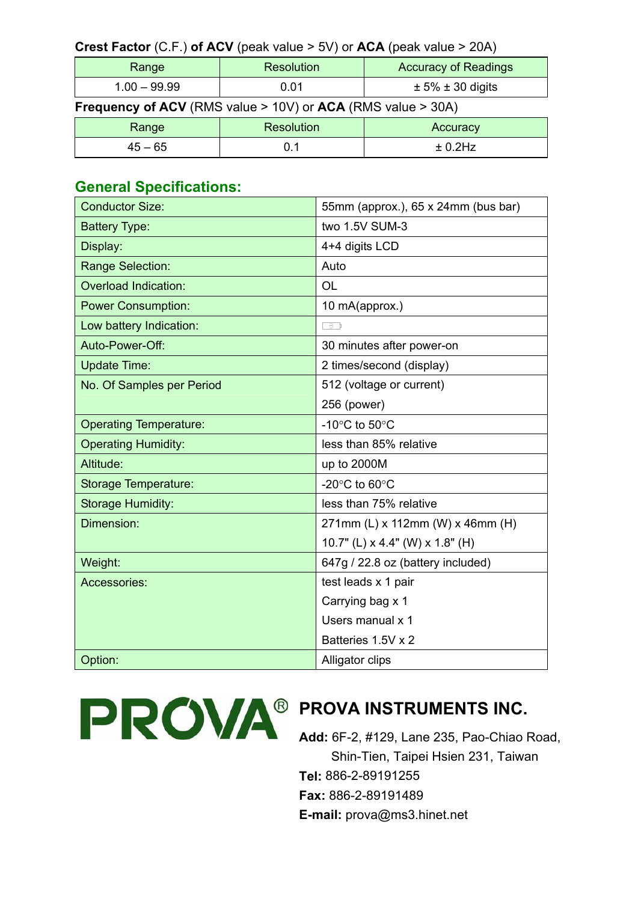**Crest Factor** (C.F.) **of ACV** (peak value > 5V) or **ACA** (peak value > 20A)

| Range | Resolution | Accuracy of Readings |
|---|---|---|
| 1.00 – 99.99 | 0.01 | ± 5% ± 30 digits |

**Frequency of ACV** (RMS value > 10V) or **ACA** (RMS value > 30A)

| Range | Resolution | Accuracy |
|---|---|---|
| 45 – 65 | 0.1 | ± 0.2Hz |

## General Specifications:

| | |
|---|---|
| Conductor Size: | 55mm (approx.), 65 x 24mm (bus bar) |
| Battery Type: | two 1.5V SUM-3 |
| Display: | 4+4 digits LCD |
| Range Selection: | Auto |
| Overload Indication: | OL |
| Power Consumption: | 10 mA(approx.) |
| Low battery Indication: | |
| Auto-Power-Off: | 30 minutes after power-on |
| Update Time: | 2 times/second (display) |
| No. Of Samples per Period | 512 (voltage or current)<br>256 (power) |
| Operating Temperature: | -10°C to 50°C |
| Operating Humidity: | less than 85% relative |
| Altitude: | up to 2000M |
| Storage Temperature: | -20°C to 60°C |
| Storage Humidity: | less than 75% relative |
| Dimension: | 271mm (L) x 112mm (W) x 46mm (H)<br>10.7" (L) x 4.4" (W) x 1.8" (H) |
| Weight: | 647g / 22.8 oz (battery included) |
| Accessories: | test leads x 1 pair<br>Carrying bag x 1<br>Users manual x 1<br>Batteries 1.5V x 2 |
| Option: | Alligator clips |

PROVA®

**PROVA INSTRUMENTS INC.**

**Add:** 6F-2, #129, Lane 235, Pao-Chiao Road, Shin-Tien, Taipei Hsien 231, Taiwan
**Tel:** 886-2-89191255
**Fax:** 886-2-89191489
**E-mail:** prova@ms3.hinet.net